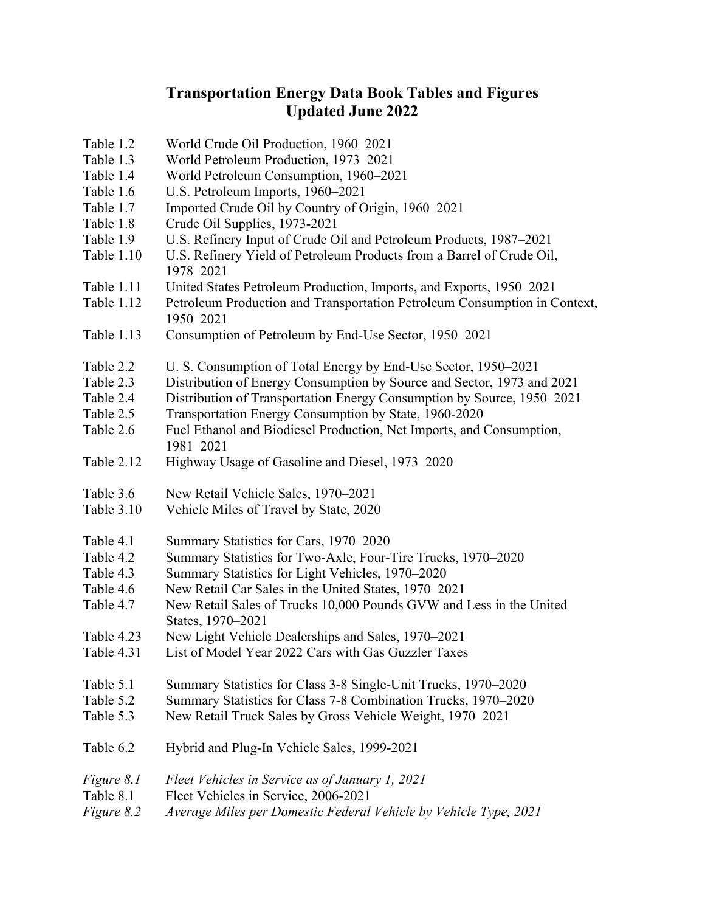# Transportation Energy Data Book Tables and Figures
## Updated June 2022

| | |
|---|---|
| Table 1.2 | World Crude Oil Production, 1960–2021 |
| Table 1.3 | World Petroleum Production, 1973–2021 |
| Table 1.4 | World Petroleum Consumption, 1960–2021 |
| Table 1.6 | U.S. Petroleum Imports, 1960–2021 |
| Table 1.7 | Imported Crude Oil by Country of Origin, 1960–2021 |
| Table 1.8 | Crude Oil Supplies, 1973-2021 |
| Table 1.9 | U.S. Refinery Input of Crude Oil and Petroleum Products, 1987–2021 |
| Table 1.10 | U.S. Refinery Yield of Petroleum Products from a Barrel of Crude Oil, 1978–2021 |
| Table 1.11 | United States Petroleum Production, Imports, and Exports, 1950–2021 |
| Table 1.12 | Petroleum Production and Transportation Petroleum Consumption in Context, 1950–2021 |
| Table 1.13 | Consumption of Petroleum by End-Use Sector, 1950–2021 |
| | |
| Table 2.2 | U. S. Consumption of Total Energy by End-Use Sector, 1950–2021 |
| Table 2.3 | Distribution of Energy Consumption by Source and Sector, 1973 and 2021 |
| Table 2.4 | Distribution of Transportation Energy Consumption by Source, 1950–2021 |
| Table 2.5 | Transportation Energy Consumption by State, 1960-2020 |
| Table 2.6 | Fuel Ethanol and Biodiesel Production, Net Imports, and Consumption, 1981–2021 |
| Table 2.12 | Highway Usage of Gasoline and Diesel, 1973–2020 |
| | |
| Table 3.6 | New Retail Vehicle Sales, 1970–2021 |
| Table 3.10 | Vehicle Miles of Travel by State, 2020 |
| | |
| Table 4.1 | Summary Statistics for Cars, 1970–2020 |
| Table 4.2 | Summary Statistics for Two-Axle, Four-Tire Trucks, 1970–2020 |
| Table 4.3 | Summary Statistics for Light Vehicles, 1970–2020 |
| Table 4.6 | New Retail Car Sales in the United States, 1970–2021 |
| Table 4.7 | New Retail Sales of Trucks 10,000 Pounds GVW and Less in the United States, 1970–2021 |
| Table 4.23 | New Light Vehicle Dealerships and Sales, 1970–2021 |
| Table 4.31 | List of Model Year 2022 Cars with Gas Guzzler Taxes |
| | |
| Table 5.1 | Summary Statistics for Class 3-8 Single-Unit Trucks, 1970–2020 |
| Table 5.2 | Summary Statistics for Class 7-8 Combination Trucks, 1970–2020 |
| Table 5.3 | New Retail Truck Sales by Gross Vehicle Weight, 1970–2021 |
| | |
| Table 6.2 | Hybrid and Plug-In Vehicle Sales, 1999-2021 |
| | |
| *Figure 8.1* | *Fleet Vehicles in Service as of January 1, 2021* |
| Table 8.1 | Fleet Vehicles in Service, 2006-2021 |
| *Figure 8.2* | *Average Miles per Domestic Federal Vehicle by Vehicle Type, 2021* |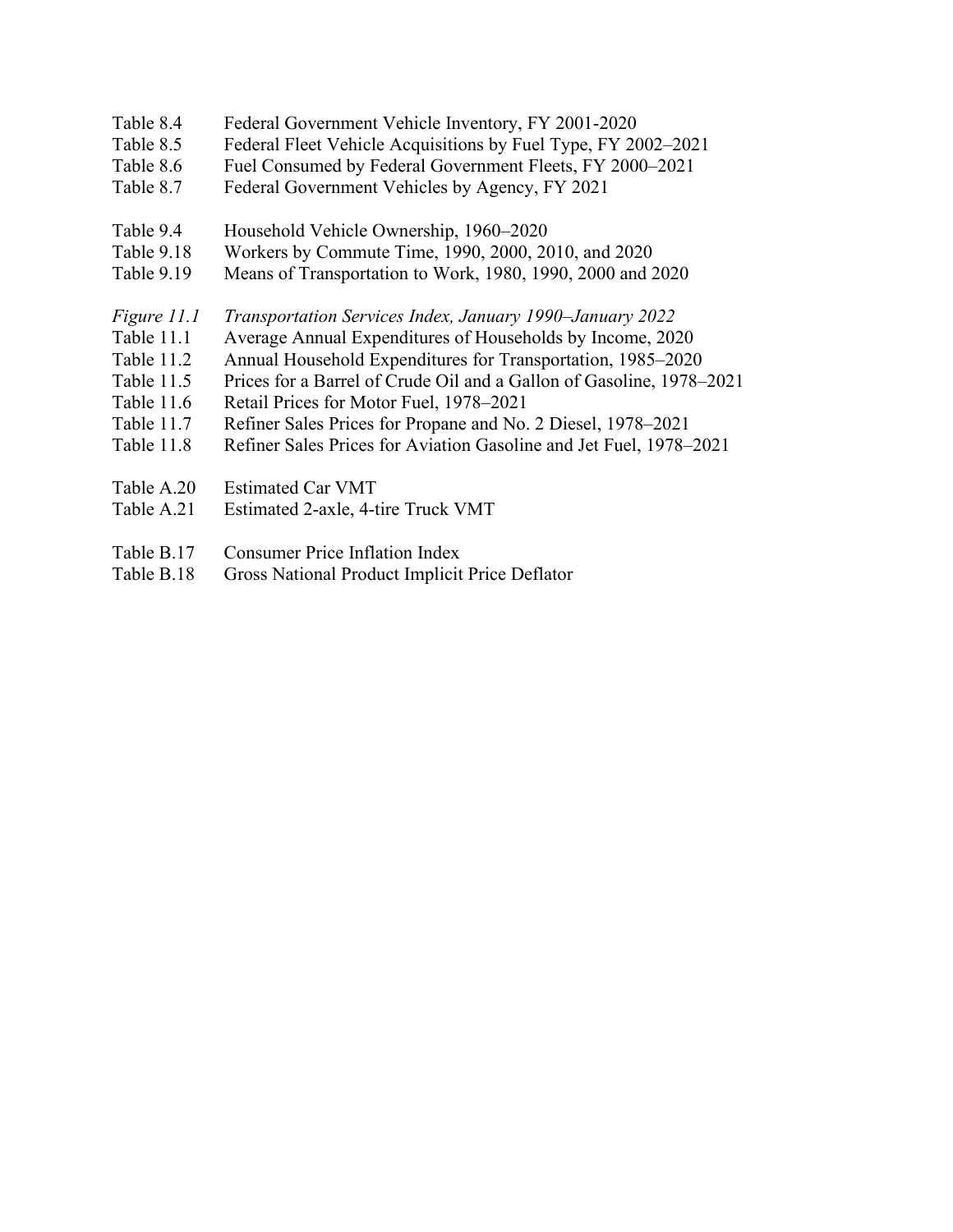| | |
|---|---|
| Table 8.4 | Federal Government Vehicle Inventory, FY 2001-2020 |
| Table 8.5 | Federal Fleet Vehicle Acquisitions by Fuel Type, FY 2002–2021 |
| Table 8.6 | Fuel Consumed by Federal Government Fleets, FY 2000–2021 |
| Table 8.7 | Federal Government Vehicles by Agency, FY 2021 |
| | |
| Table 9.4 | Household Vehicle Ownership, 1960–2020 |
| Table 9.18 | Workers by Commute Time, 1990, 2000, 2010, and 2020 |
| Table 9.19 | Means of Transportation to Work, 1980, 1990, 2000 and 2020 |
| | |
| *Figure 11.1* | *Transportation Services Index, January 1990–January 2022* |
| Table 11.1 | Average Annual Expenditures of Households by Income, 2020 |
| Table 11.2 | Annual Household Expenditures for Transportation, 1985–2020 |
| Table 11.5 | Prices for a Barrel of Crude Oil and a Gallon of Gasoline, 1978–2021 |
| Table 11.6 | Retail Prices for Motor Fuel, 1978–2021 |
| Table 11.7 | Refiner Sales Prices for Propane and No. 2 Diesel, 1978–2021 |
| Table 11.8 | Refiner Sales Prices for Aviation Gasoline and Jet Fuel, 1978–2021 |
| | |
| Table A.20 | Estimated Car VMT |
| Table A.21 | Estimated 2-axle, 4-tire Truck VMT |
| | |
| Table B.17 | Consumer Price Inflation Index |
| Table B.18 | Gross National Product Implicit Price Deflator |